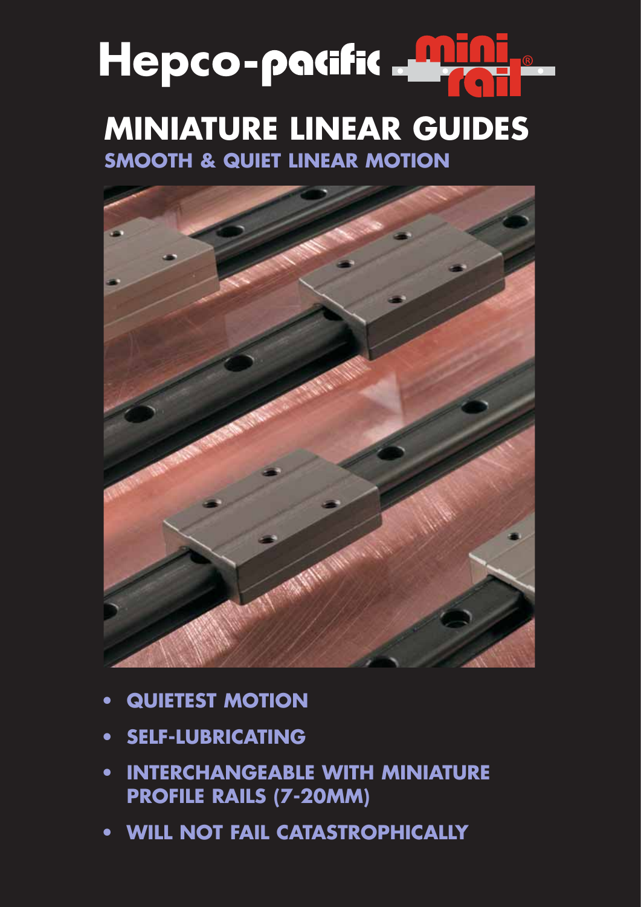# Hepco-pacific mini rail®

# MINIATURE LINEAR GUIDES

## SMOOTH & QUIET LINEAR MOTION

- **QUIETEST MOTION**
- **SELF-LUBRICATING**
- **INTERCHANGEABLE WITH MINIATURE PROFILE RAILS (7-20MM)**
- **WILL NOT FAIL CATASTROPHICALLY**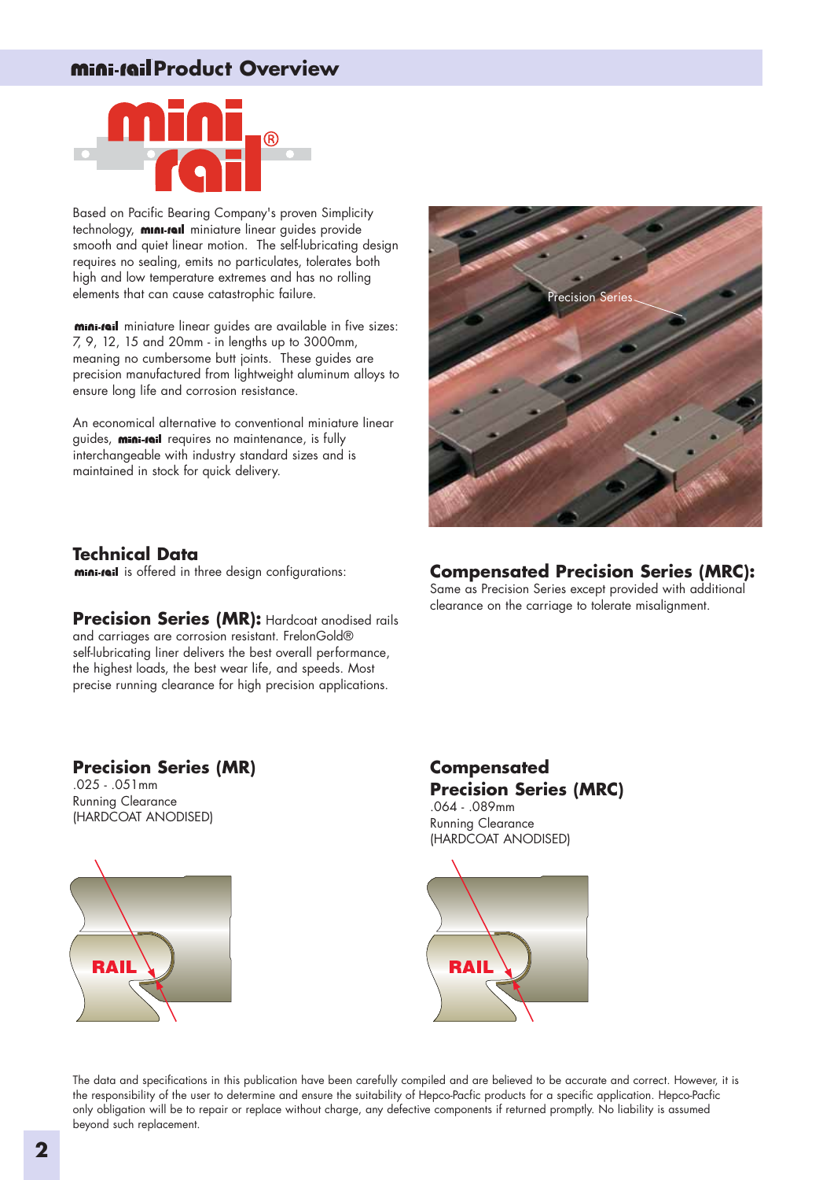# mini-rail Product Overview

Based on Pacific Bearing Company's proven Simplicity technology, mini-rail miniature linear guides provide smooth and quiet linear motion. The self-lubricating design requires no sealing, emits no particulates, tolerates both high and low temperature extremes and has no rolling elements that can cause catastrophic failure.

mini-rail miniature linear guides are available in five sizes: 7, 9, 12, 15 and 20mm - in lengths up to 3000mm, meaning no cumbersome butt joints. These guides are precision manufactured from lightweight aluminum alloys to ensure long life and corrosion resistance.

An economical alternative to conventional miniature linear guides, mini-rail requires no maintenance, is fully interchangeable with industry standard sizes and is maintained in stock for quick delivery.

## Technical Data

mini-rail is offered in three design configurations:

**Precision Series (MR):** Hardcoat anodised rails and carriages are corrosion resistant. FrelonGold® self-lubricating liner delivers the best overall performance, the highest loads, the best wear life, and speeds. Most precise running clearance for high precision applications.

**Compensated Precision Series (MRC):** Same as Precision Series except provided with additional clearance on the carriage to tolerate misalignment.

### Precision Series (MR)

.025 - .051mm
Running Clearance
(HARDCOAT ANODISED)

### Compensated Precision Series (MRC)

.064 - .089mm
Running Clearance
(HARDCOAT ANODISED)

The data and specifications in this publication have been carefully compiled and are believed to be accurate and correct. However, it is the responsibility of the user to determine and ensure the suitability of Hepco-Pacfic products for a specific application. Hepco-Pacfic only obligation will be to repair or replace without charge, any defective components if returned promptly. No liability is assumed beyond such replacement.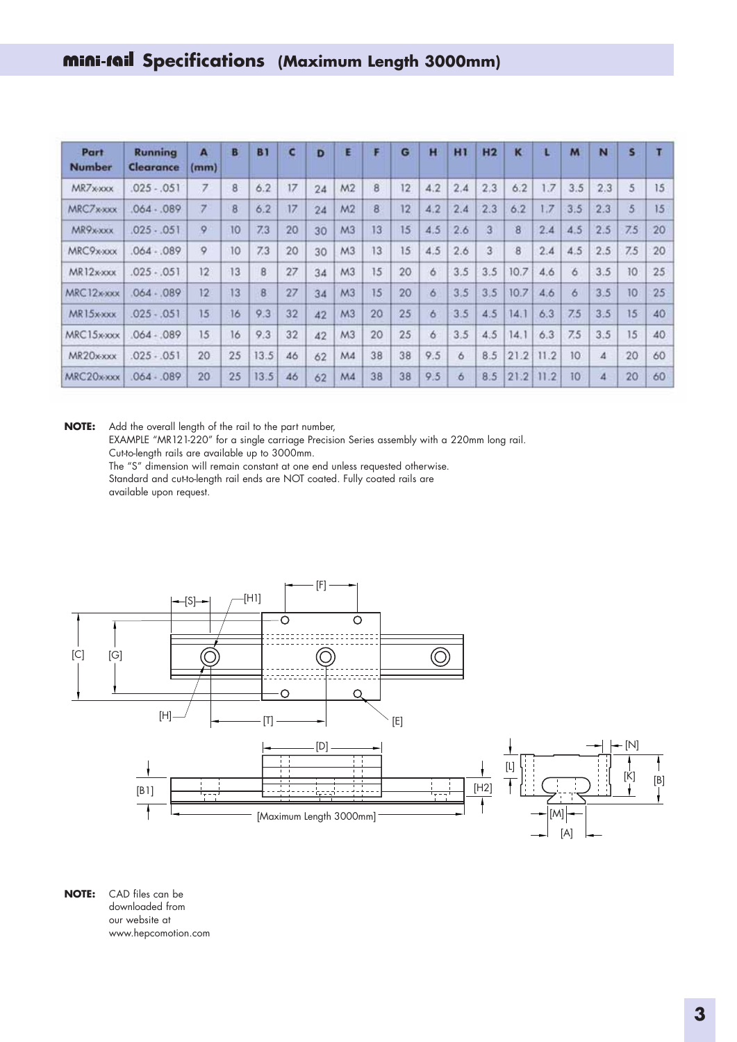# mini-rail Specifications (Maximum Length 3000mm)

| Part Number | Running Clearance | A (mm) | B | B1 | C | D | E | F | G | H | H1 | H2 | K | L | M | N | S | T |
|---|---|---|---|---|---|---|---|---|---|---|---|---|---|---|---|---|---|---|
| MR7x-xxx | .025 - .051 | 7 | 8 | 6.2 | 17 | 24 | M2 | 8 | 12 | 4.2 | 2.4 | 2.3 | 6.2 | 1.7 | 3.5 | 2.3 | 5 | 15 |
| MRC7x-xxx | .064 - .089 | 7 | 8 | 6.2 | 17 | 24 | M2 | 8 | 12 | 4.2 | 2.4 | 2.3 | 6.2 | 1.7 | 3.5 | 2.3 | 5 | 15 |
| MR9x-xxx | .025 - .051 | 9 | 10 | 7.3 | 20 | 30 | M3 | 13 | 15 | 4.5 | 2.6 | 3 | 8 | 2.4 | 4.5 | 2.5 | 7.5 | 20 |
| MRC9x-xxx | .064 - .089 | 9 | 10 | 7.3 | 20 | 30 | M3 | 13 | 15 | 4.5 | 2.6 | 3 | 8 | 2.4 | 4.5 | 2.5 | 7.5 | 20 |
| MR12x-xxx | .025 - .051 | 12 | 13 | 8 | 27 | 34 | M3 | 15 | 20 | 6 | 3.5 | 3.5 | 10.7 | 4.6 | 6 | 3.5 | 10 | 25 |
| MRC12x-xxx | .064 - .089 | 12 | 13 | 8 | 27 | 34 | M3 | 15 | 20 | 6 | 3.5 | 3.5 | 10.7 | 4.6 | 6 | 3.5 | 10 | 25 |
| MR15x-xxx | .025 - .051 | 15 | 16 | 9.3 | 32 | 42 | M3 | 20 | 25 | 6 | 3.5 | 4.5 | 14.1 | 6.3 | 7.5 | 3.5 | 15 | 40 |
| MRC15x-xxx | .064 - .089 | 15 | 16 | 9.3 | 32 | 42 | M3 | 20 | 25 | 6 | 3.5 | 4.5 | 14.1 | 6.3 | 7.5 | 3.5 | 15 | 40 |
| MR20x-xxx | .025 - .051 | 20 | 25 | 13.5 | 46 | 62 | M4 | 38 | 38 | 9.5 | 6 | 8.5 | 21.2 | 11.2 | 10 | 4 | 20 | 60 |
| MRC20x-xxx | .064 - .089 | 20 | 25 | 13.5 | 46 | 62 | M4 | 38 | 38 | 9.5 | 6 | 8.5 | 21.2 | 11.2 | 10 | 4 | 20 | 60 |

**NOTE:** Add the overall length of the rail to the part number,
EXAMPLE "MR121-220" for a single carriage Precision Series assembly with a 220mm long rail.
Cut-to-length rails are available up to 3000mm.
The "S" dimension will remain constant at one end unless requested otherwise.
Standard and cut-to-length rail ends are NOT coated. Fully coated rails are available upon request.

[S] [H1] [F] [C] [G] [H] [T] [E] [D] [B1] [H2] [Maximum Length 3000mm] [L] [N] [K] [B] [M] [A]

**NOTE:** CAD files can be downloaded from our website at www.hepcomotion.com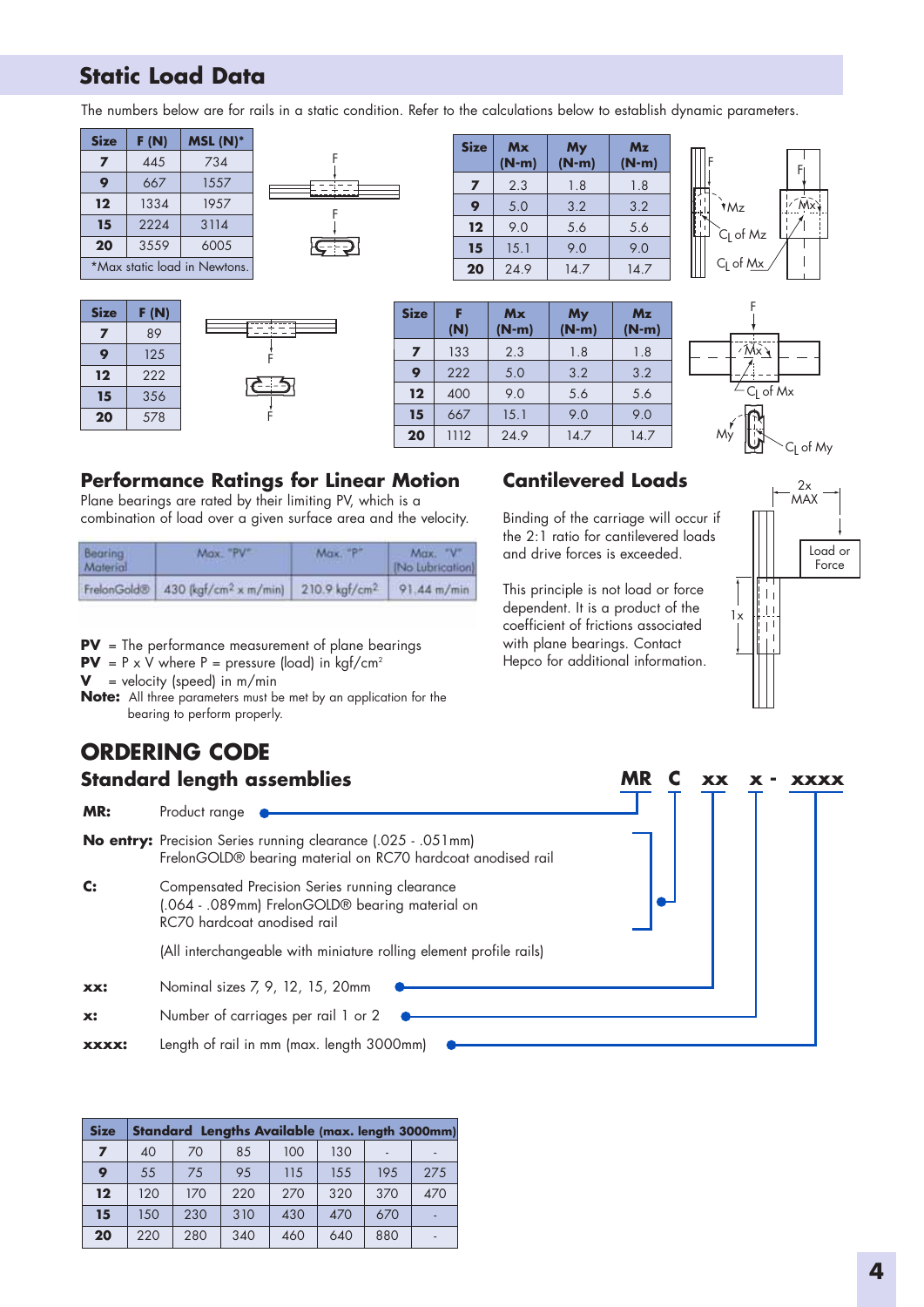## Static Load Data

The numbers below are for rails in a static condition. Refer to the calculations below to establish dynamic parameters.

| Size | F (N) | MSL (N)* |
|---|---|---|
| 7 | 445 | 734 |
| 9 | 667 | 1557 |
| 12 | 1334 | 1957 |
| 15 | 2224 | 3114 |
| 20 | 3559 | 6005 |

*Max static load in Newtons.

| Size | Mx (N-m) | My (N-m) | Mz (N-m) |
|---|---|---|---|
| 7 | 2.3 | 1.8 | 1.8 |
| 9 | 5.0 | 3.2 | 3.2 |
| 12 | 9.0 | 5.6 | 5.6 |
| 15 | 15.1 | 9.0 | 9.0 |
| 20 | 24.9 | 14.7 | 14.7 |

| Size | F (N) |
|---|---|
| 7 | 89 |
| 9 | 125 |
| 12 | 222 |
| 15 | 356 |
| 20 | 578 |

| Size | F (N) | Mx (N-m) | My (N-m) | Mz (N-m) |
|---|---|---|---|---|
| 7 | 133 | 2.3 | 1.8 | 1.8 |
| 9 | 222 | 5.0 | 3.2 | 3.2 |
| 12 | 400 | 9.0 | 5.6 | 5.6 |
| 15 | 667 | 15.1 | 9.0 | 9.0 |
| 20 | 1112 | 24.9 | 14.7 | 14.7 |

## Performance Ratings for Linear Motion

Plane bearings are rated by their limiting PV, which is a combination of load over a given surface area and the velocity.

| Bearing Material | Max. "PV" | Max. "P" | Max. "V" (No Lubrication) |
|---|---|---|---|
| FrelonGold® | 430 (kgf/cm² x m/min) | 210.9 kgf/cm² | 91.44 m/min |

**PV** = The performance measurement of plane bearings
**PV** = P x V where P = pressure (load) in kgf/cm²
**V** = velocity (speed) in m/min
**Note:** All three parameters must be met by an application for the bearing to perform properly.

## Cantilevered Loads

Binding of the carriage will occur if the 2:1 ratio for cantilevered loads and drive forces is exceeded.

This principle is not load or force dependent. It is a product of the coefficient of frictions associated with plane bearings. Contact Hepco for additional information.

2x MAX — Load or Force — 1x

## ORDERING CODE

### Standard length assemblies

**MR C xx x - xxxx**

**MR:** Product range

**No entry:** Precision Series running clearance (.025 - .051mm) FrelonGOLD® bearing material on RC70 hardcoat anodised rail

**C:** Compensated Precision Series running clearance (.064 - .089mm) FrelonGOLD® bearing material on RC70 hardcoat anodised rail

(All interchangeable with miniature rolling element profile rails)

**xx:** Nominal sizes 7, 9, 12, 15, 20mm

**x:** Number of carriages per rail 1 or 2

**xxxx:** Length of rail in mm (max. length 3000mm)

| Size | Standard Lengths Available (max. length 3000mm) | | | | | | |
|---|---|---|---|---|---|---|---|
| 7 | 40 | 70 | 85 | 100 | 130 | - | - |
| 9 | 55 | 75 | 95 | 115 | 155 | 195 | 275 |
| 12 | 120 | 170 | 220 | 270 | 320 | 370 | 470 |
| 15 | 150 | 230 | 310 | 430 | 470 | 670 | - |
| 20 | 220 | 280 | 340 | 460 | 640 | 880 | - |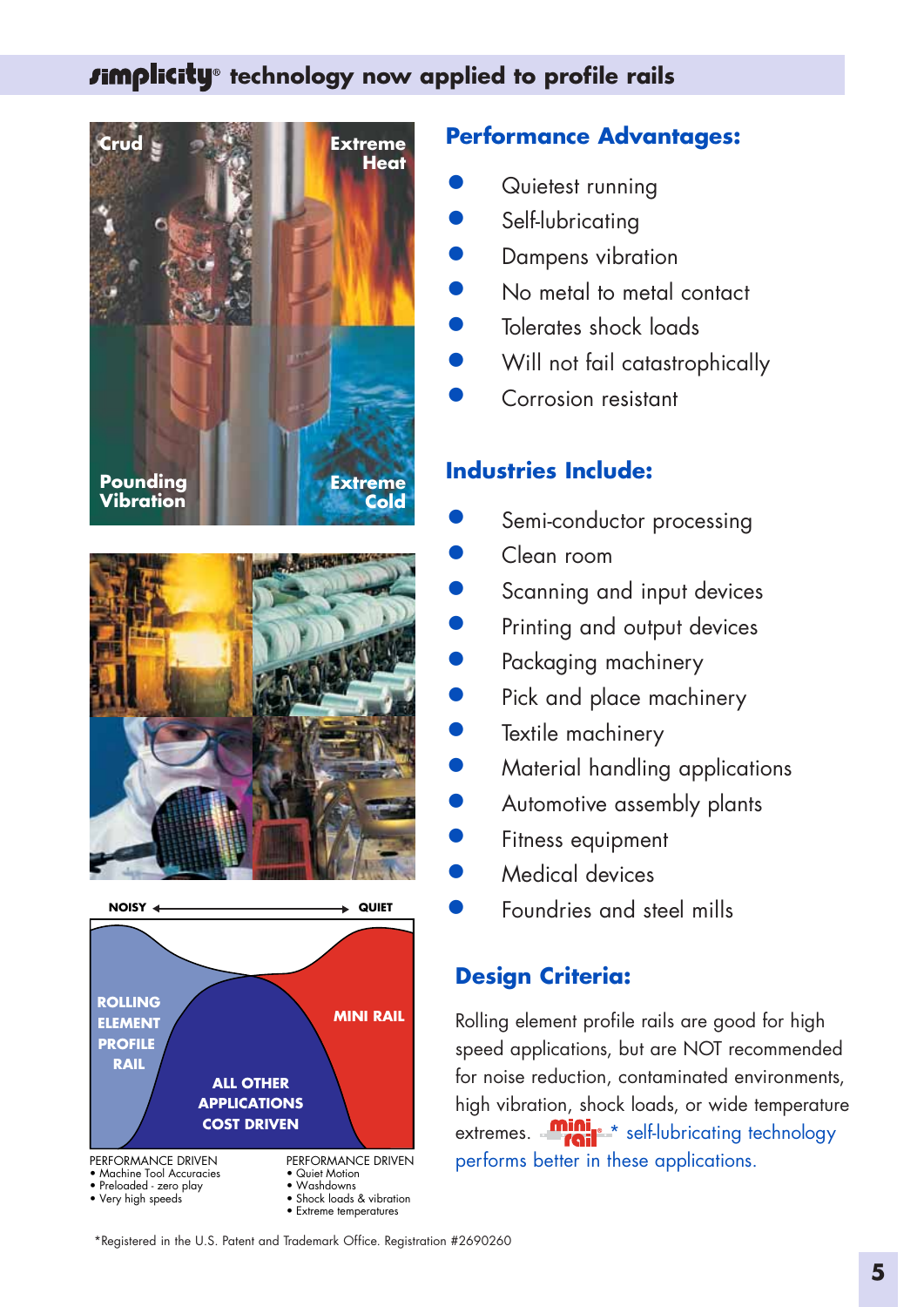# simplicity® technology now applied to profile rails

Crud | Extreme Heat | Pounding Vibration | Extreme Cold

## Performance Advantages:

- Quietest running
- Self-lubricating
- Dampens vibration
- No metal to metal contact
- Tolerates shock loads
- Will not fail catastrophically
- Corrosion resistant

## Industries Include:

- Semi-conductor processing
- Clean room
- Scanning and input devices
- Printing and output devices
- Packaging machinery
- Pick and place machinery
- Textile machinery
- Material handling applications
- Automotive assembly plants
- Fitness equipment
- Medical devices
- Foundries and steel mills

NOISY ← → QUIET

ROLLING ELEMENT PROFILE RAIL | ALL OTHER APPLICATIONS COST DRIVEN | MINI RAIL

PERFORMANCE DRIVEN
- Machine Tool Accuracies
- Preloaded - zero play
- Very high speeds

PERFORMANCE DRIVEN
- Quiet Motion
- Washdowns
- Shock loads & vibration
- Extreme temperatures

## Design Criteria:

Rolling element profile rails are good for high speed applications, but are NOT recommended for noise reduction, contaminated environments, high vibration, shock loads, or wide temperature extremes. mini rail®* self-lubricating technology performs better in these applications.

*Registered in the U.S. Patent and Trademark Office. Registration #2690260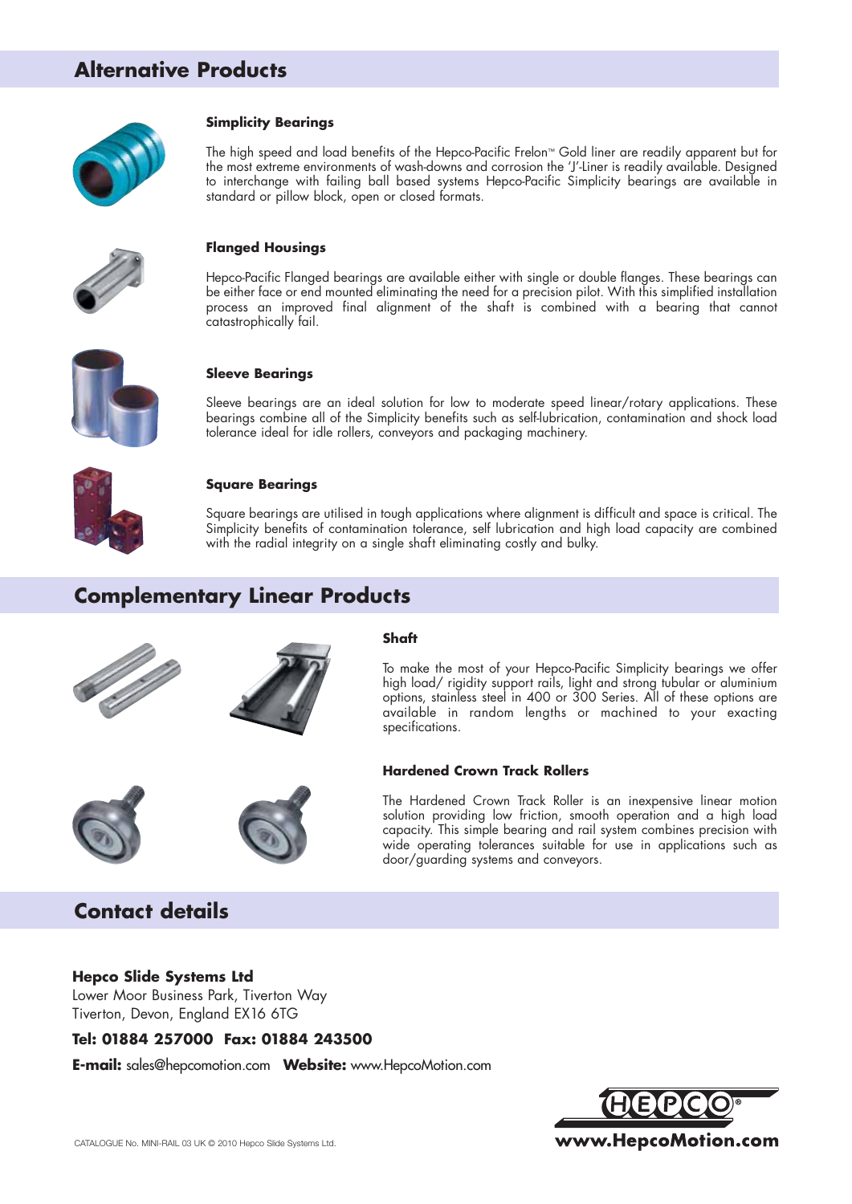## Alternative Products

### Simplicity Bearings

The high speed and load benefits of the Hepco-Pacific Frelon™ Gold liner are readily apparent but for the most extreme environments of wash-downs and corrosion the 'J'-Liner is readily available. Designed to interchange with failing ball based systems Hepco-Pacific Simplicity bearings are available in standard or pillow block, open or closed formats.

### Flanged Housings

Hepco-Pacific Flanged bearings are available either with single or double flanges. These bearings can be either face or end mounted eliminating the need for a precision pilot. With this simplified installation process an improved final alignment of the shaft is combined with a bearing that cannot catastrophically fail.

### Sleeve Bearings

Sleeve bearings are an ideal solution for low to moderate speed linear/rotary applications. These bearings combine all of the Simplicity benefits such as self-lubrication, contamination and shock load tolerance ideal for idle rollers, conveyors and packaging machinery.

### Square Bearings

Square bearings are utilised in tough applications where alignment is difficult and space is critical. The Simplicity benefits of contamination tolerance, self lubrication and high load capacity are combined with the radial integrity on a single shaft eliminating costly and bulky.

## Complementary Linear Products

### Shaft

To make the most of your Hepco-Pacific Simplicity bearings we offer high load/ rigidity support rails, light and strong tubular or aluminium options, stainless steel in 400 or 300 Series. All of these options are available in random lengths or machined to your exacting specifications.

### Hardened Crown Track Rollers

The Hardened Crown Track Roller is an inexpensive linear motion solution providing low friction, smooth operation and a high load capacity. This simple bearing and rail system combines precision with wide operating tolerances suitable for use in applications such as door/guarding systems and conveyors.

## Contact details

**Hepco Slide Systems Ltd**
Lower Moor Business Park, Tiverton Way
Tiverton, Devon, England EX16 6TG

**Tel: 01884 257000 Fax: 01884 243500**

**E-mail:** sales@hepcomotion.com **Website:** www.HepcoMotion.com

HEPCO®
**www.HepcoMotion.com**

CATALOGUE No. MINI-RAIL 03 UK © 2010 Hepco Slide Systems Ltd.